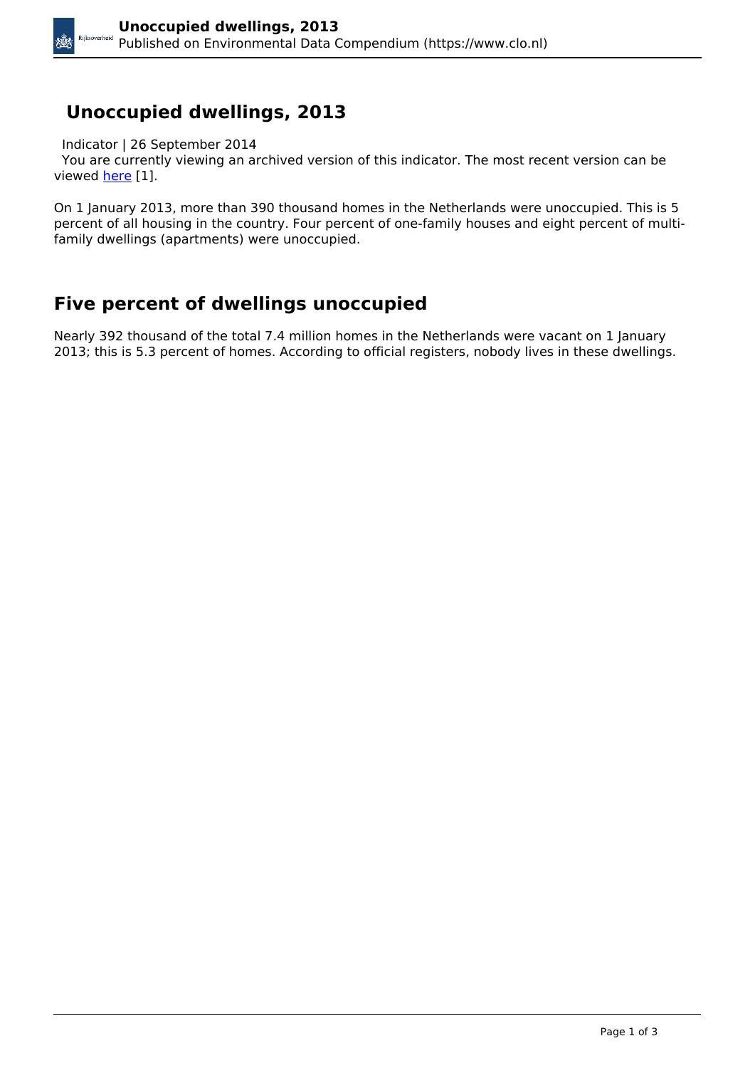# Unoccupied dwellings, 2013

Indicator | 26 September 2014

You are currently viewing an archived version of this indicator. The most recent version can be viewed here [1].

On 1 January 2013, more than 390 thousand homes in the Netherlands were unoccupied. This is 5 percent of all housing in the country. Four percent of one-family houses and eight percent of multi-family dwellings (apartments) were unoccupied.

## Five percent of dwellings unoccupied

Nearly 392 thousand of the total 7.4 million homes in the Netherlands were vacant on 1 January 2013; this is 5.3 percent of homes. According to official registers, nobody lives in these dwellings.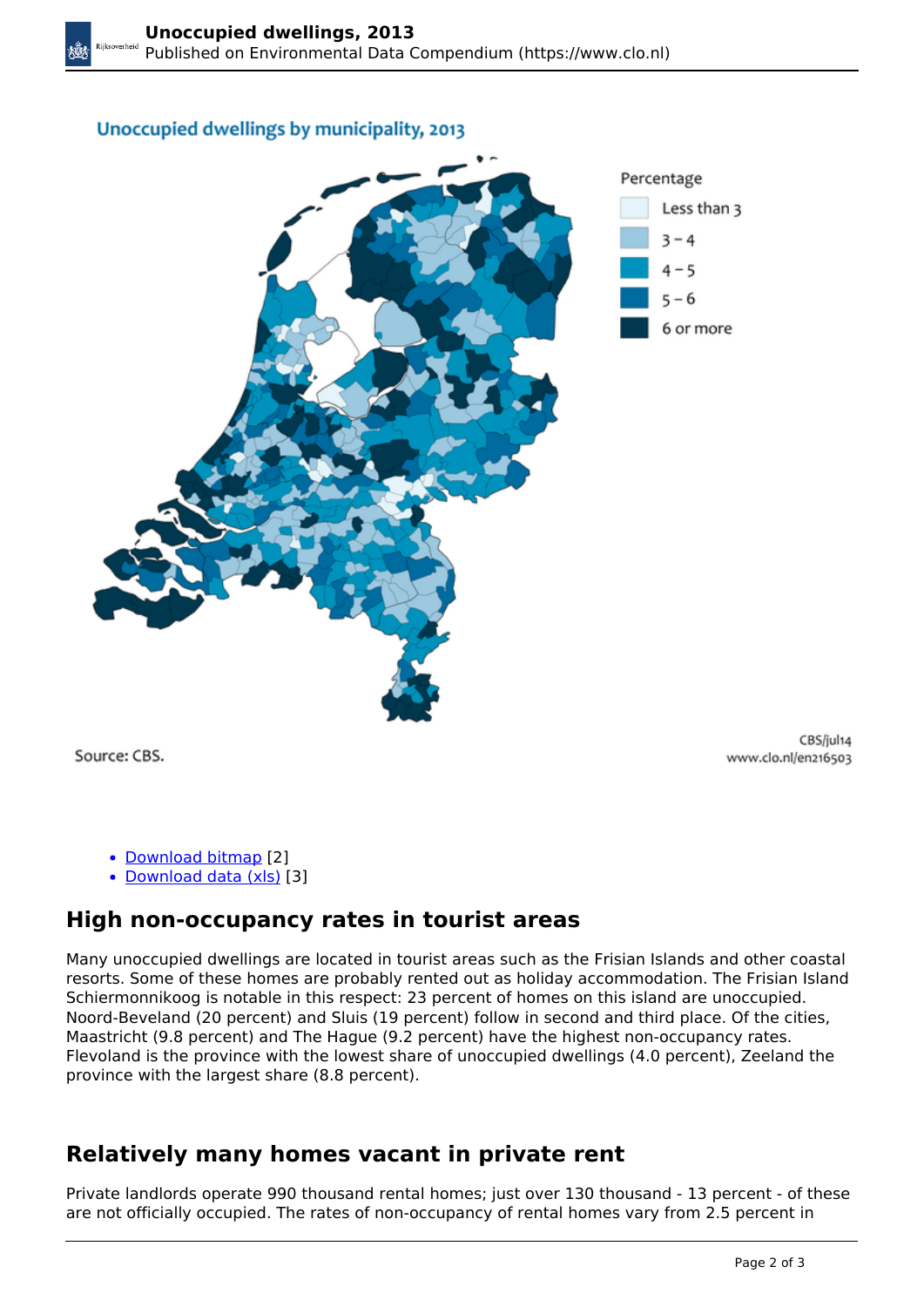Unoccupied dwellings by municipality, 2013

Percentage

- Less than 3
- 3 – 4
- 4 – 5
- 5 – 6
- 6 or more

Source: CBS.

CBS/jul14
www.clo.nl/en216503

- Download bitmap [2]
- Download data (xls) [3]

## High non-occupancy rates in tourist areas

Many unoccupied dwellings are located in tourist areas such as the Frisian Islands and other coastal resorts. Some of these homes are probably rented out as holiday accommodation. The Frisian Island Schiermonnikoog is notable in this respect: 23 percent of homes on this island are unoccupied. Noord-Beveland (20 percent) and Sluis (19 percent) follow in second and third place. Of the cities, Maastricht (9.8 percent) and The Hague (9.2 percent) have the highest non-occupancy rates. Flevoland is the province with the lowest share of unoccupied dwellings (4.0 percent), Zeeland the province with the largest share (8.8 percent).

## Relatively many homes vacant in private rent

Private landlords operate 990 thousand rental homes; just over 130 thousand - 13 percent - of these are not officially occupied. The rates of non-occupancy of rental homes vary from 2.5 percent in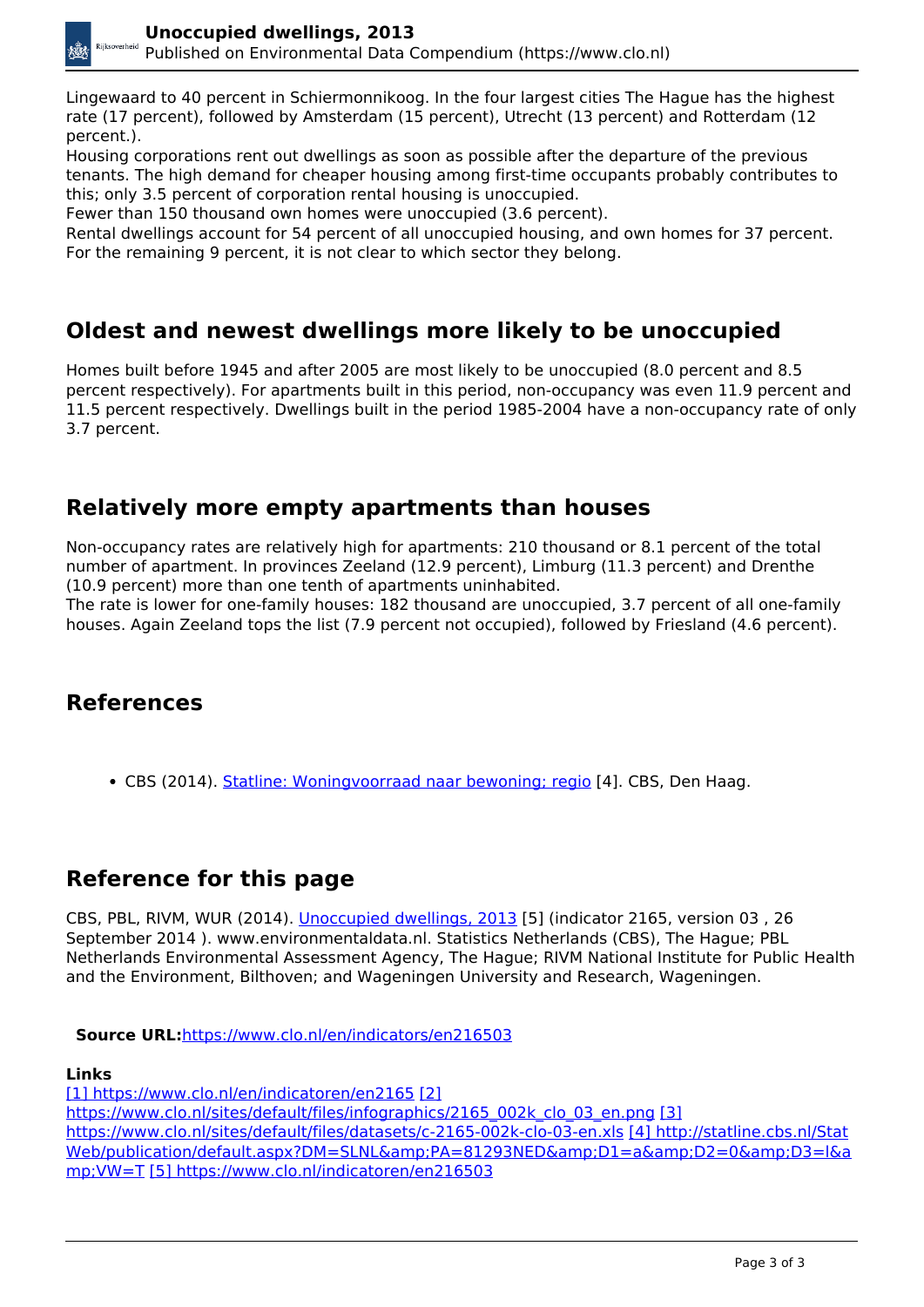Lingewaard to 40 percent in Schiermonnikoog. In the four largest cities The Hague has the highest rate (17 percent), followed by Amsterdam (15 percent), Utrecht (13 percent) and Rotterdam (12 percent.).
Housing corporations rent out dwellings as soon as possible after the departure of the previous tenants. The high demand for cheaper housing among first-time occupants probably contributes to this; only 3.5 percent of corporation rental housing is unoccupied.
Fewer than 150 thousand own homes were unoccupied (3.6 percent).
Rental dwellings account for 54 percent of all unoccupied housing, and own homes for 37 percent. For the remaining 9 percent, it is not clear to which sector they belong.

## Oldest and newest dwellings more likely to be unoccupied

Homes built before 1945 and after 2005 are most likely to be unoccupied (8.0 percent and 8.5 percent respectively). For apartments built in this period, non-occupancy was even 11.9 percent and 11.5 percent respectively. Dwellings built in the period 1985-2004 have a non-occupancy rate of only 3.7 percent.

## Relatively more empty apartments than houses

Non-occupancy rates are relatively high for apartments: 210 thousand or 8.1 percent of the total number of apartment. In provinces Zeeland (12.9 percent), Limburg (11.3 percent) and Drenthe (10.9 percent) more than one tenth of apartments uninhabited.
The rate is lower for one-family houses: 182 thousand are unoccupied, 3.7 percent of all one-family houses. Again Zeeland tops the list (7.9 percent not occupied), followed by Friesland (4.6 percent).

## References

- CBS (2014). [Statline: Woningvoorraad naar bewoning; regio](http://statline.cbs.nl/StatWeb/publication/default.aspx?DM=SLNL&PA=81293NED&D1=a&D2=0&D3=l&VW=T) [4]. CBS, Den Haag.

## Reference for this page

CBS, PBL, RIVM, WUR (2014). [Unoccupied dwellings, 2013](https://www.clo.nl/indicatoren/en216503) [5] (indicator 2165, version 03 , 26 September 2014 ). www.environmentaldata.nl. Statistics Netherlands (CBS), The Hague; PBL Netherlands Environmental Assessment Agency, The Hague; RIVM National Institute for Public Health and the Environment, Bilthoven; and Wageningen University and Research, Wageningen.

**Source URL:** https://www.clo.nl/en/indicators/en216503

**Links**
[1] https://www.clo.nl/en/indicatoren/en2165 [2] https://www.clo.nl/sites/default/files/infographics/2165_002k_clo_03_en.png [3] https://www.clo.nl/sites/default/files/datasets/c-2165-002k-clo-03-en.xls [4] http://statline.cbs.nl/StatWeb/publication/default.aspx?DM=SLNL&amp;PA=81293NED&amp;D1=a&amp;D2=0&amp;D3=l&amp;VW=T [5] https://www.clo.nl/indicatoren/en216503